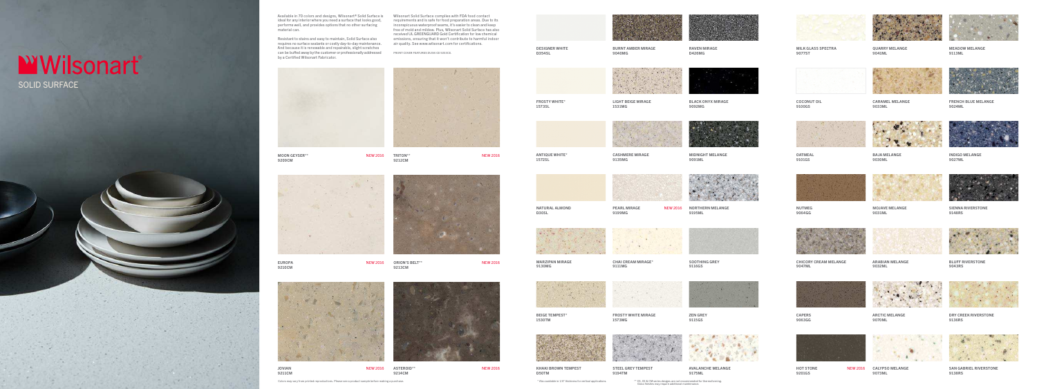# Wilsonart®

## SOLID SURFACE

Available in 70 colors and designs, Wilsonart® Solid Surface is ideal for any interior where you need a surface that looks good, performs well, and provides options that no other surfacing material can.

Resistant to stains and easy to maintain, Solid Surface also requires no surface sealants or costly day-to-day maintenance. And because it is renewable and repairable, slight scratches can be buffed away by the customer or professionally addressed by a Certified Wilsonart Fabricator.

Wilsonart Solid Surface complies with FDA food contact requirements and is safe for food preparation areas. Due to its inconspicuous waterproof seams, it's easier to clean and keep free of mold and mildew. Plus, Wilsonart Solid Surface has also received UL GREENGUARD Gold Certification for low chemical emissions, ensuring that it won't contribute to harmful indoor air quality. See www.wilsonart.com for certifications.

FRONT COVER FEATURES BURNT AMBER MIRAGE.

MOON GEYSER** 9209CM NEW 2016

TRITON** 9212CM NEW 2016

EUROPA 9210CM NEW 2016

ORION'S BELT** 9213CM NEW 2016

JOVIAN 9211CM NEW 2016

ASTEROID** 9214CM NEW 2016

DESIGNER WHITE D354SL

BURNT AMBER MIRAGE 9040MG

RAVEN MIRAGE D426MG

FROSTY WHITE* 1573SL

LIGHT BEIGE MIRAGE 1531MG

BLACK ONYX MIRAGE 9092MG

ANTIQUE WHITE* 1572SL

CASHMERE MIRAGE 9135MG

MIDNIGHT MELANGE 9091ML

NATURAL ALMOND D30SL

PEARL MIRAGE 9199MG NEW 2016

NORTHERN MELANGE 9195ML

MARZIPAN MIRAGE 9130MG

CHAI CREAM MIRAGE* 9111MG

SOOTHING GREY 9116GS

BEIGE TEMPEST* 1530TM

FROSTY WHITE MIRAGE 1573MG

ZEN GREY 9115GS

KHAKI BROWN TEMPEST D50TM

STEEL GREY TEMPEST 9194TM

AVALANCHE MELANGE 9175ML

MILK GLASS SPECTRA 9077ST

QUARRY MELANGE 9041ML

MEADOW MELANGE 9113ML

COCONUT OIL 9100GS

CARAMEL MELANGE 9033ML

FRENCH BLUE MELANGE 9024ML

OATMEAL 9101GS

BAJA MELANGE 9030ML

INDIGO MELANGE 9027ML

NUTMEG 9064GG

MOJAVE MELANGE 9031ML

SIENNA RIVERSTONE 9148RS

CHICORY CREAM MELANGE 9047ML

ARABIAN MELANGE 9032ML

BLUFF RIVERSTONE 9043RS

CAPERS 9063GG

ARCTIC MELANGE 9070ML

DRY CREEK RIVERSTONE 9136RS

HOT STONE 9201GS NEW 2016

CALYPSO MELANGE 9073ML

SAN GABRIEL RIVERSTONE 9138RS

Colors may vary from printed reproductions. Please see a product sample before making a purchase.

* Also available in 1/4" thickness for vertical applications.

** CS, GS & CM series designs are not recommended for thermoforming. Gloss finishes may require additional maintenance.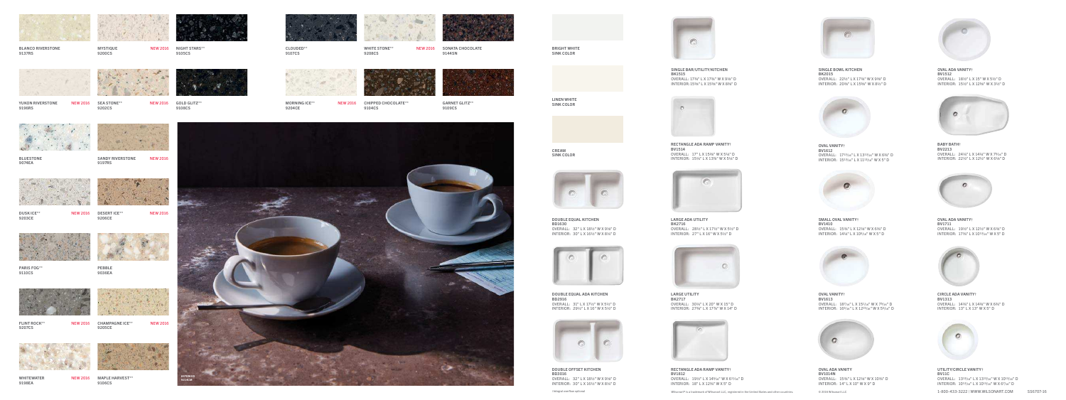BLANCO RIVERSTONE
9137RS

MYSTIQUE NEW 2016
9200CS

NIGHT STARS**
9105CS

CLOUDED**
9107CS

WHITE STONE** NEW 2016
9208CS

SONATA CHOCOLATE
9144SN

YUKON RIVERSTONE NEW 2016
9196RS

SEA STONE** NEW 2016
9202CS

GOLD GLITZ**
9108CS

MORNING ICE** NEW 2016
9204CE

CHIPPED CHOCOLATE**
9104CS

GARNET GLITZ**
9109CS

BLUESTONE
9074EA

SANDY RIVERSTONE NEW 2016
9197RS

DUSK ICE** NEW 2016
9203CE

DESERT ICE** NEW 2016
9206CE

PARIS FOG**
9110CS

PEBBLE
9036EA

FLINT ROCK** NEW 2016
9207CS

CHAMPAGNE ICE** NEW 2016
9205CE

WHITEWATER NEW 2016
9198EA

MAPLE HARVEST**
9106CS

ASTEROID
9114CM

BRIGHT WHITE SINK COLOR

LINEN WHITE SINK COLOR

CREAM SINK COLOR

**SINGLE BAR/UTILITY/KITCHEN**
BK1515
OVERALL: 17⅞" L X 17⅞" W X 9⅛" D
INTERIOR: 15⅛" L X 15⅛" W X 8⅝" D

**RECTANGLE ADA RAMP VANITY†**
BV1514
OVERALL: 17" L X 15⅝" W X 5¼" D
INTERIOR: 15⅛" L X 13⅞" W X 5¼" D

**LARGE ADA UTILITY**
BK2716
OVERALL: 28½" L X 17½" W X 5½" D
INTERIOR: 27" L X 16" W X 5½" D

**LARGE UTILITY**
BK2717
OVERALL: 30⅜" L X 20" W X 15" D
INTERIOR: 27⅝" L X 17⅝" W X 14" D

**RECTANGLE ADA RAMP VANITY†**
BV1812
OVERALL: 19½" L X 14⅝" W X 6³⁄₁₆" D
INTERIOR: 18" L X 12⅝" W X 5" D

**DOUBLE EQUAL KITCHEN**
BD1630
OVERALL: 32" L X 18½" W X 9⅛" D
INTERIOR: 30" L X 16½" W X 8¾" D

**DOUBLE EQUAL ADA KITCHEN**
BD2916
OVERALL: 31" L X 17½" W X 5½" D
INTERIOR: 29½" L X 16" W X 5½" D

**DOUBLE OFFSET KITCHEN**
BD3016
OVERALL: 32" L X 18½" W X 9⅛" D
INTERIOR: 30" L X 16½" W X 8¾" D

**SINGLE BOWL KITCHEN**
BK2015
OVERALL: 22½" L X 17⅞" W X 9⅛" D
INTERIOR: 20⅝" L X 15⅝" W X 8¾" D

**OVAL VANITY†**
BV1612
OVERALL: 17¹¹⁄₁₆" L X 13¹³⁄₁₆" W X 6⅝" D
INTERIOR: 15¹³⁄₁₆" L X 11¹³⁄₁₆" W X 5" D

**SMALL OVAL VANITY†**
BV1410
OVERALL: 15⅝" L X 12⅛" W X 6⅝" D
INTERIOR: 14⅛" L X 10⁵⁄₁₆" W X 5" D

**OVAL VANITY†**
BV1613
OVERALL: 18⁷⁄₁₆" L X 15¼" W X 7⁹⁄₁₆" D
INTERIOR: 16⁵⁄₁₆" L X 12¹³⁄₁₆" W X 5³⁄₁₆" D

**OVAL ADA VANITY**
BV1014N
OVERALL: 15¾" L X 12⅛" W X 10⅝" D
INTERIOR: 14" L X 10" W X 9" D

**OVAL ADA VANITY†**
BV1512
OVERALL: 16½" L X 15" W X 5½" D
INTERIOR: 15½" L X 12⅝" W X 3½" D

**BABY BATH†**
BV2213
OVERALL: 24⅛" L X 14¼" W X 7⁵⁄₁₆" D
INTERIOR: 22½" L X 12½" W X 6⅛" D

**OVAL ADA VANITY†**
BV1711
OVERALL: 19½" L X 12½" W X 6⅝" D
INTERIOR: 17⅜" L X 10¹⁵⁄₁₆" W X 5" D

**CIRCLE ADA VANITY†**
BV1313
OVERALL: 14⅝" L X 14⅝" W X 6⅝" D
INTERIOR: 13" L X 13" W X 5" D

**UTILITY/CIRCLE VANITY†**
BV11C
OVERALL: 13¹⁵⁄₁₆" L X 13¹⁵⁄₁₆" W X 10¹¹⁄₁₆" D
INTERIOR: 10¹⁵⁄₁₆" L X 10¹⁵⁄₁₆" W X 6¹¹⁄₁₆" D

† Integral overflow optional

Wilsonart® is a trademark of Wilsonart LLC, registered in the United States and other countries.

© 2016 Wilsonart LLC

1-800-433-3222 / WWW.WILSONART.COM SS6707-16